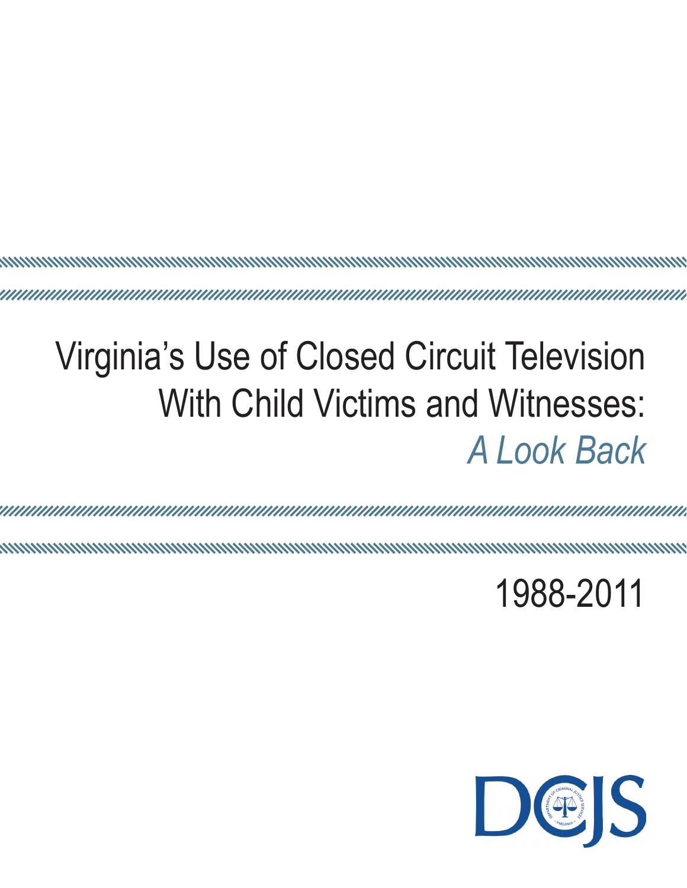# Virginia's Use of Closed Circuit Television With Child Victims and Witnesses:

## *A Look Back*

1988-2011

DCJS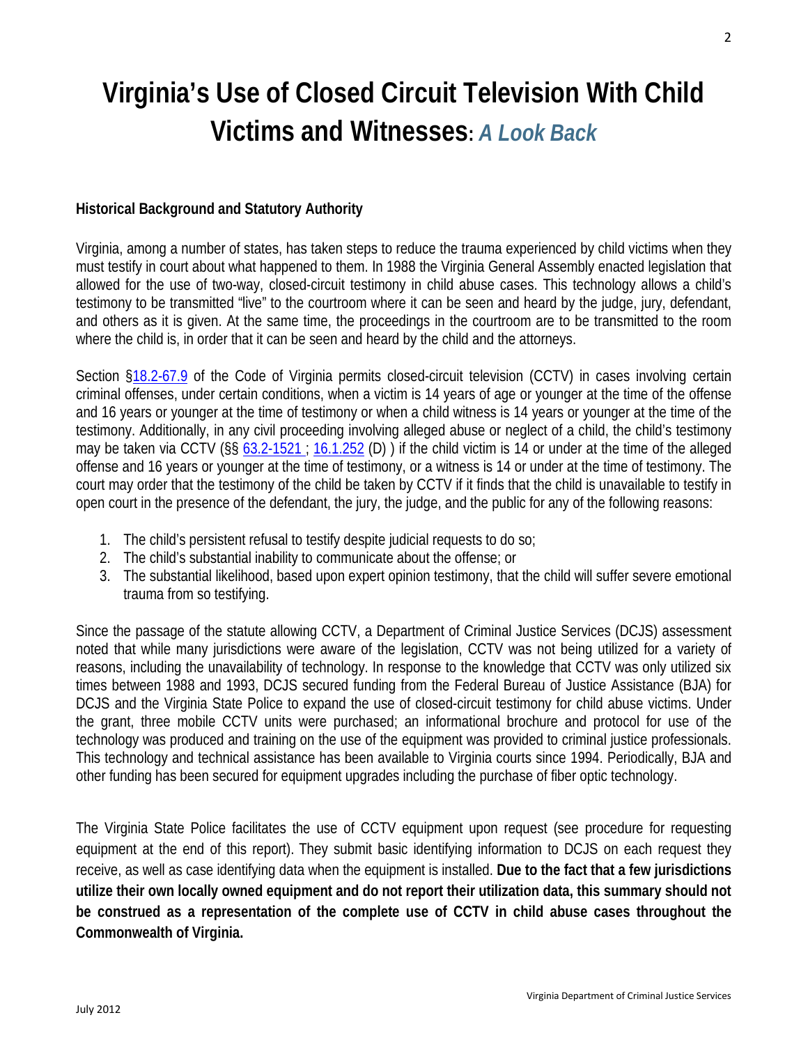# Virginia's Use of Closed Circuit Television With Child Victims and Witnesses: *A Look Back*

**Historical Background and Statutory Authority**

Virginia, among a number of states, has taken steps to reduce the trauma experienced by child victims when they must testify in court about what happened to them. In 1988 the Virginia General Assembly enacted legislation that allowed for the use of two-way, closed-circuit testimony in child abuse cases. This technology allows a child's testimony to be transmitted "live" to the courtroom where it can be seen and heard by the judge, jury, defendant, and others as it is given. At the same time, the proceedings in the courtroom are to be transmitted to the room where the child is, in order that it can be seen and heard by the child and the attorneys.

Section §18.2-67.9 of the Code of Virginia permits closed-circuit television (CCTV) in cases involving certain criminal offenses, under certain conditions, when a victim is 14 years of age or younger at the time of the offense and 16 years or younger at the time of testimony or when a child witness is 14 years or younger at the time of the testimony. Additionally, in any civil proceeding involving alleged abuse or neglect of a child, the child's testimony may be taken via CCTV (§§ 63.2-1521 ; 16.1.252 (D) ) if the child victim is 14 or under at the time of the alleged offense and 16 years or younger at the time of testimony, or a witness is 14 or under at the time of testimony. The court may order that the testimony of the child be taken by CCTV if it finds that the child is unavailable to testify in open court in the presence of the defendant, the jury, the judge, and the public for any of the following reasons:

1. The child's persistent refusal to testify despite judicial requests to do so;
2. The child's substantial inability to communicate about the offense; or
3. The substantial likelihood, based upon expert opinion testimony, that the child will suffer severe emotional trauma from so testifying.

Since the passage of the statute allowing CCTV, a Department of Criminal Justice Services (DCJS) assessment noted that while many jurisdictions were aware of the legislation, CCTV was not being utilized for a variety of reasons, including the unavailability of technology. In response to the knowledge that CCTV was only utilized six times between 1988 and 1993, DCJS secured funding from the Federal Bureau of Justice Assistance (BJA) for DCJS and the Virginia State Police to expand the use of closed-circuit testimony for child abuse victims. Under the grant, three mobile CCTV units were purchased; an informational brochure and protocol for use of the technology was produced and training on the use of the equipment was provided to criminal justice professionals. This technology and technical assistance has been available to Virginia courts since 1994. Periodically, BJA and other funding has been secured for equipment upgrades including the purchase of fiber optic technology.

The Virginia State Police facilitates the use of CCTV equipment upon request (see procedure for requesting equipment at the end of this report). They submit basic identifying information to DCJS on each request they receive, as well as case identifying data when the equipment is installed. **Due to the fact that a few jurisdictions utilize their own locally owned equipment and do not report their utilization data, this summary should not be construed as a representation of the complete use of CCTV in child abuse cases throughout the Commonwealth of Virginia.**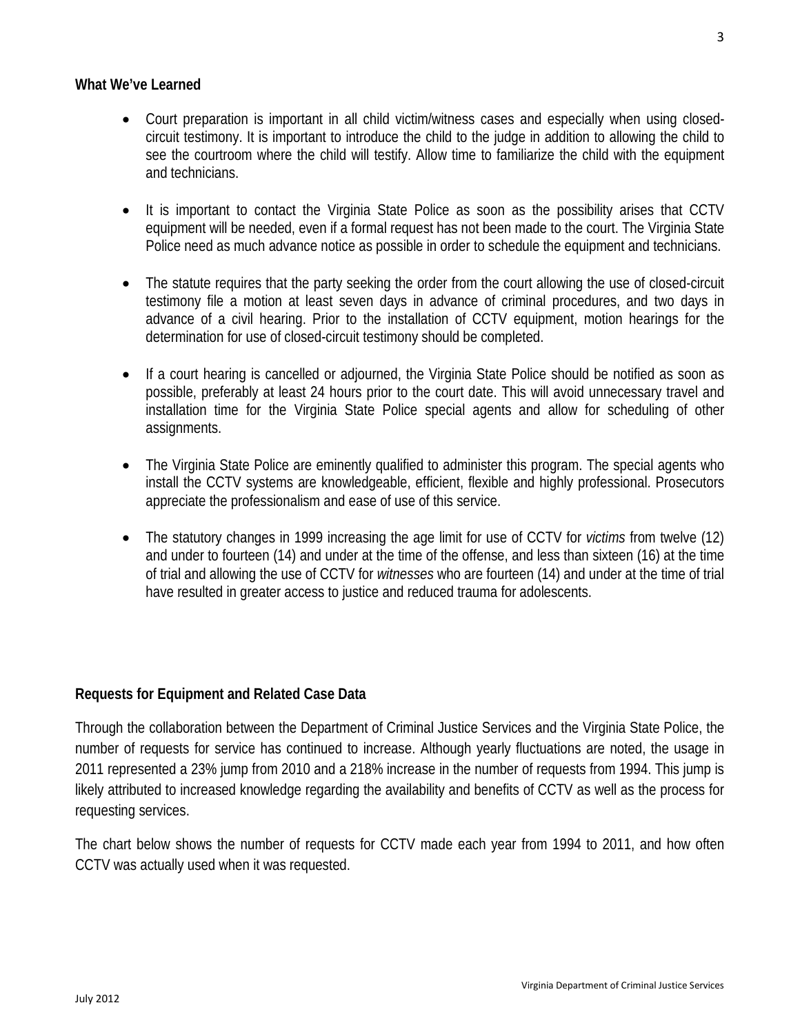## What We've Learned

- Court preparation is important in all child victim/witness cases and especially when using closed-circuit testimony. It is important to introduce the child to the judge in addition to allowing the child to see the courtroom where the child will testify. Allow time to familiarize the child with the equipment and technicians.
- It is important to contact the Virginia State Police as soon as the possibility arises that CCTV equipment will be needed, even if a formal request has not been made to the court. The Virginia State Police need as much advance notice as possible in order to schedule the equipment and technicians.
- The statute requires that the party seeking the order from the court allowing the use of closed-circuit testimony file a motion at least seven days in advance of criminal procedures, and two days in advance of a civil hearing. Prior to the installation of CCTV equipment, motion hearings for the determination for use of closed-circuit testimony should be completed.
- If a court hearing is cancelled or adjourned, the Virginia State Police should be notified as soon as possible, preferably at least 24 hours prior to the court date. This will avoid unnecessary travel and installation time for the Virginia State Police special agents and allow for scheduling of other assignments.
- The Virginia State Police are eminently qualified to administer this program. The special agents who install the CCTV systems are knowledgeable, efficient, flexible and highly professional. Prosecutors appreciate the professionalism and ease of use of this service.
- The statutory changes in 1999 increasing the age limit for use of CCTV for *victims* from twelve (12) and under to fourteen (14) and under at the time of the offense, and less than sixteen (16) at the time of trial and allowing the use of CCTV for *witnesses* who are fourteen (14) and under at the time of trial have resulted in greater access to justice and reduced trauma for adolescents.

## Requests for Equipment and Related Case Data

Through the collaboration between the Department of Criminal Justice Services and the Virginia State Police, the number of requests for service has continued to increase. Although yearly fluctuations are noted, the usage in 2011 represented a 23% jump from 2010 and a 218% increase in the number of requests from 1994. This jump is likely attributed to increased knowledge regarding the availability and benefits of CCTV as well as the process for requesting services.

The chart below shows the number of requests for CCTV made each year from 1994 to 2011, and how often CCTV was actually used when it was requested.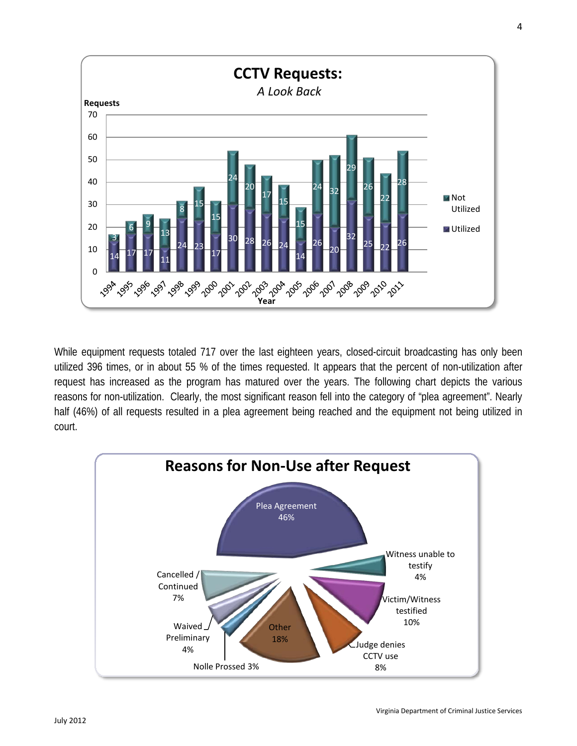**CCTV Requests:**

*A Look Back*

| Year | Utilized | Not Utilized |
|---|---|---|
| 1994 | 14 | 3 |
| 1995 | 17 | 6 |
| 1996 | 17 | 9 |
| 1997 | 11 | 13 |
| 1998 | 24 | 8 |
| 1999 | 23 | 15 |
| 2000 | 17 | 15 |
| 2001 | 30 | 24 |
| 2002 | 28 | 20 |
| 2003 | 26 | 17 |
| 2004 | 24 | 15 |
| 2005 | 14 | 15 |
| 2006 | 26 | 24 |
| 2007 | 20 | 32 |
| 2008 | 32 | 29 |
| 2009 | 25 | 26 |
| 2010 | 22 | 22 |
| 2011 | 26 | 28 |

While equipment requests totaled 717 over the last eighteen years, closed-circuit broadcasting has only been utilized 396 times, or in about 55 % of the times requested. It appears that the percent of non-utilization after request has increased as the program has matured over the years. The following chart depicts the various reasons for non-utilization. Clearly, the most significant reason fell into the category of "plea agreement". Nearly half (46%) of all requests resulted in a plea agreement being reached and the equipment not being utilized in court.

**Reasons for Non-Use after Request**

| Reason | Percent |
|---|---|
| Plea Agreement | 46% |
| Witness unable to testify | 4% |
| Victim/Witness testified | 10% |
| Judge denies CCTV use | 8% |
| Other | 18% |
| Nolle Prossed | 3% |
| Waived Preliminary | 4% |
| Cancelled / Continued | 7% |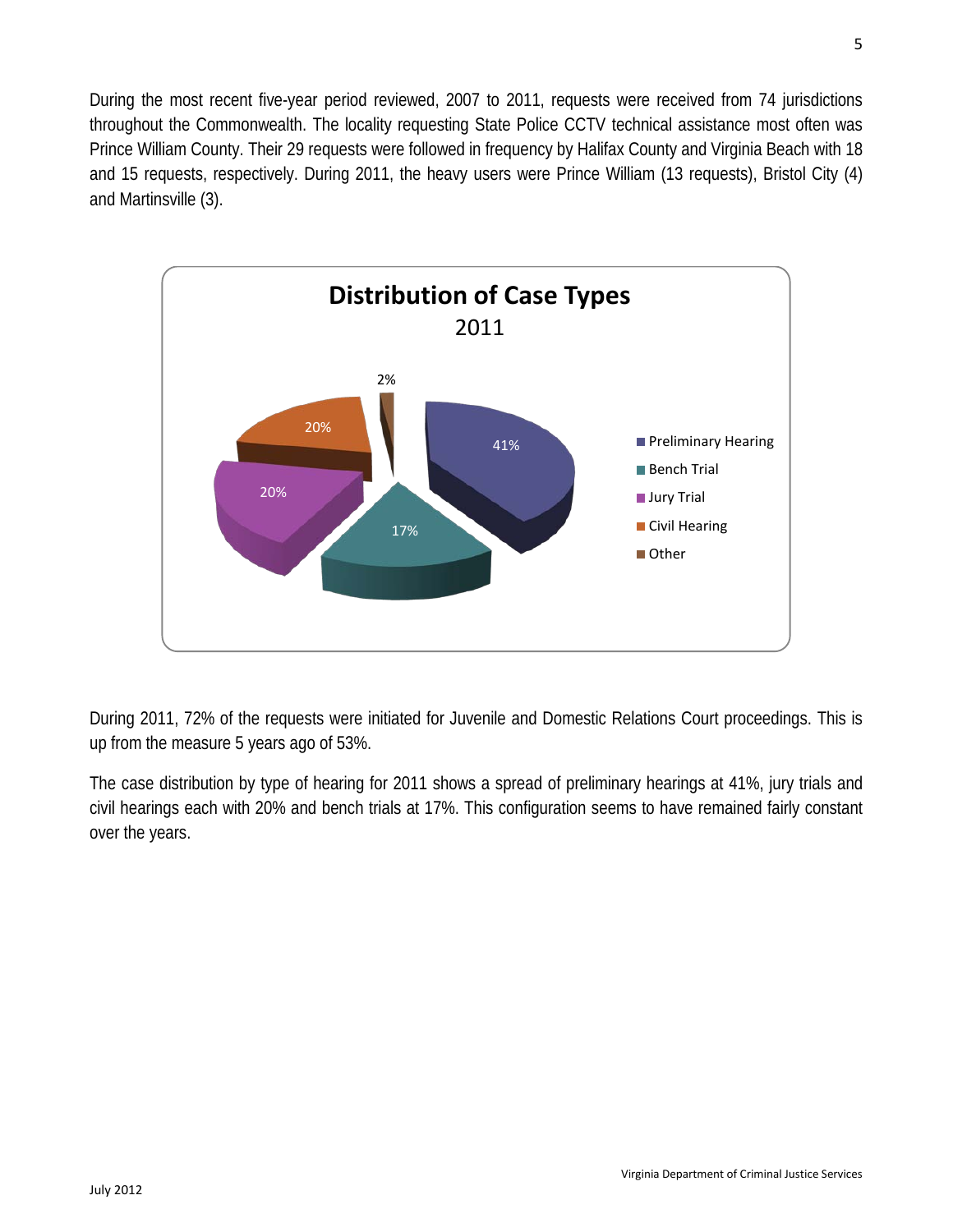During the most recent five-year period reviewed, 2007 to 2011, requests were received from 74 jurisdictions throughout the Commonwealth. The locality requesting State Police CCTV technical assistance most often was Prince William County. Their 29 requests were followed in frequency by Halifax County and Virginia Beach with 18 and 15 requests, respectively. During 2011, the heavy users were Prince William (13 requests), Bristol City (4) and Martinsville (3).

**Distribution of Case Types**
2011

| Case Type | Percent |
|---|---|
| Preliminary Hearing | 41% |
| Bench Trial | 17% |
| Jury Trial | 20% |
| Civil Hearing | 20% |
| Other | 2% |

During 2011, 72% of the requests were initiated for Juvenile and Domestic Relations Court proceedings. This is up from the measure 5 years ago of 53%.

The case distribution by type of hearing for 2011 shows a spread of preliminary hearings at 41%, jury trials and civil hearings each with 20% and bench trials at 17%. This configuration seems to have remained fairly constant over the years.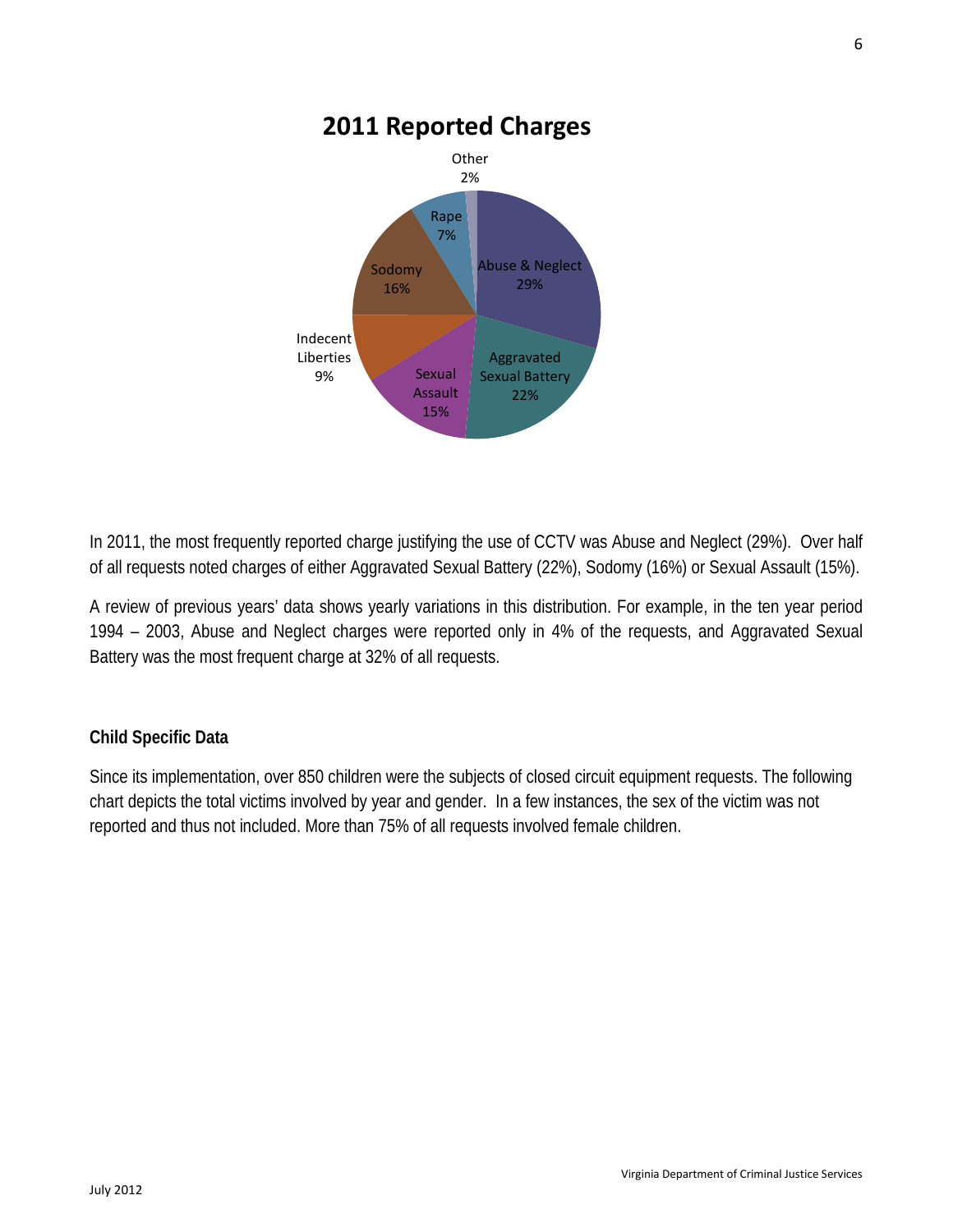## 2011 Reported Charges

| Charge | Percentage |
|---|---|
| Abuse & Neglect | 29% |
| Aggravated Sexual Battery | 22% |
| Sexual Assault | 15% |
| Indecent Liberties | 9% |
| Sodomy | 16% |
| Rape | 7% |
| Other | 2% |

In 2011, the most frequently reported charge justifying the use of CCTV was Abuse and Neglect (29%). Over half of all requests noted charges of either Aggravated Sexual Battery (22%), Sodomy (16%) or Sexual Assault (15%).

A review of previous years' data shows yearly variations in this distribution. For example, in the ten year period 1994 – 2003, Abuse and Neglect charges were reported only in 4% of the requests, and Aggravated Sexual Battery was the most frequent charge at 32% of all requests.

### Child Specific Data

Since its implementation, over 850 children were the subjects of closed circuit equipment requests. The following chart depicts the total victims involved by year and gender. In a few instances, the sex of the victim was not reported and thus not included. More than 75% of all requests involved female children.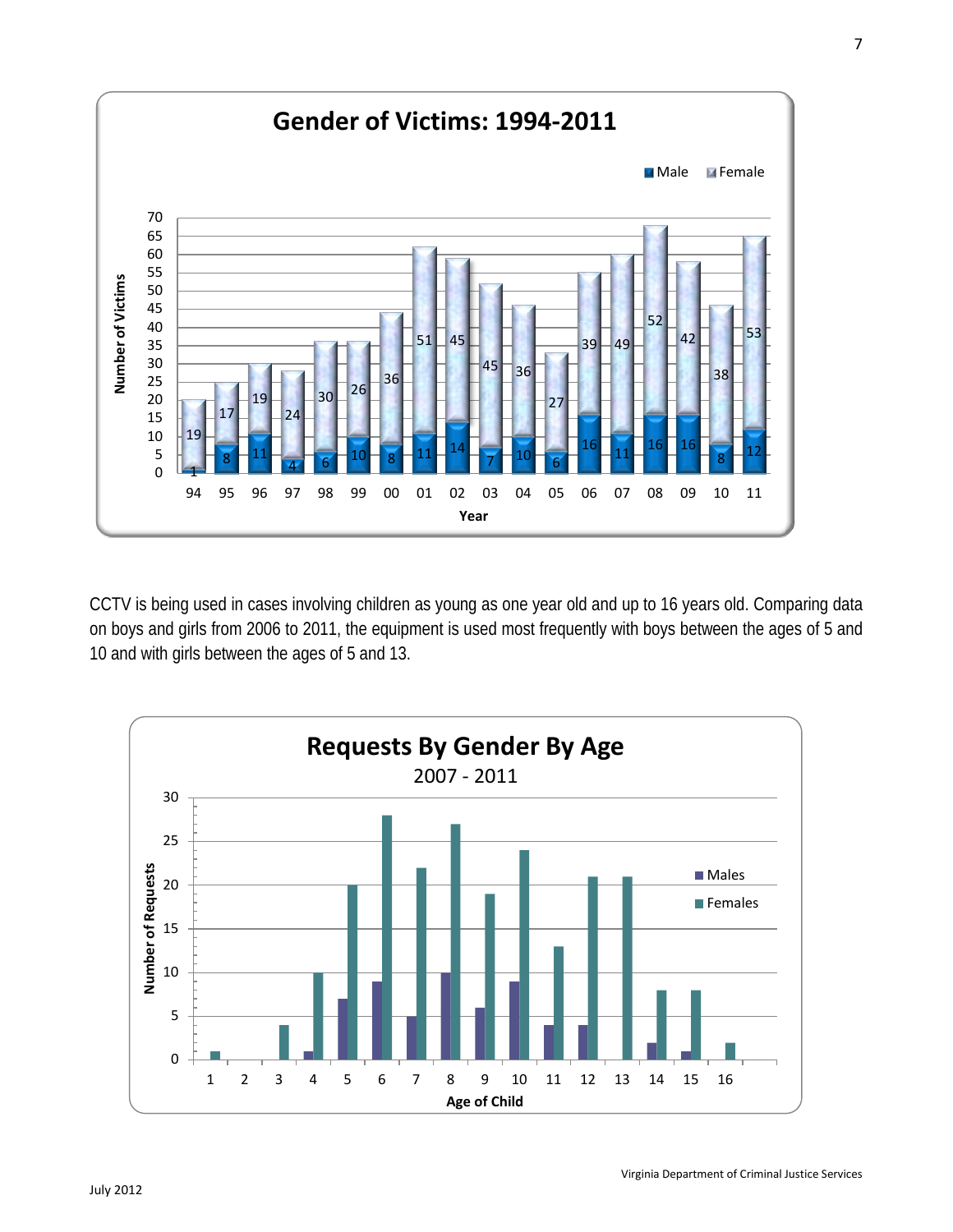## Gender of Victims: 1994-2011

| Year | Male | Female |
|---|---|---|
| 94 | 1 | 19 |
| 95 | 8 | 17 |
| 96 | 11 | 19 |
| 97 | 4 | 24 |
| 98 | 6 | 30 |
| 99 | 10 | 26 |
| 00 | 8 | 36 |
| 01 | 11 | 51 |
| 02 | 14 | 45 |
| 03 | 7 | 45 |
| 04 | 10 | 36 |
| 05 | 6 | 27 |
| 06 | 16 | 39 |
| 07 | 11 | 49 |
| 08 | 16 | 52 |
| 09 | 16 | 42 |
| 10 | 8 | 38 |
| 11 | 12 | 53 |

CCTV is being used in cases involving children as young as one year old and up to 16 years old. Comparing data on boys and girls from 2006 to 2011, the equipment is used most frequently with boys between the ages of 5 and 10 and with girls between the ages of 5 and 13.

## Requests By Gender By Age

2007 - 2011

| Age of Child | Males | Females |
|---|---|---|
| 1 | 0 | 1 |
| 2 | 0 | 0 |
| 3 | 0 | 4 |
| 4 | 1 | 10 |
| 5 | 7 | 20 |
| 6 | 9 | 28 |
| 7 | 5 | 22 |
| 8 | 10 | 27 |
| 9 | 6 | 19 |
| 10 | 9 | 24 |
| 11 | 4 | 13 |
| 12 | 4 | 21 |
| 13 | 0 | 21 |
| 14 | 2 | 8 |
| 15 | 1 | 8 |
| 16 | 0 | 2 |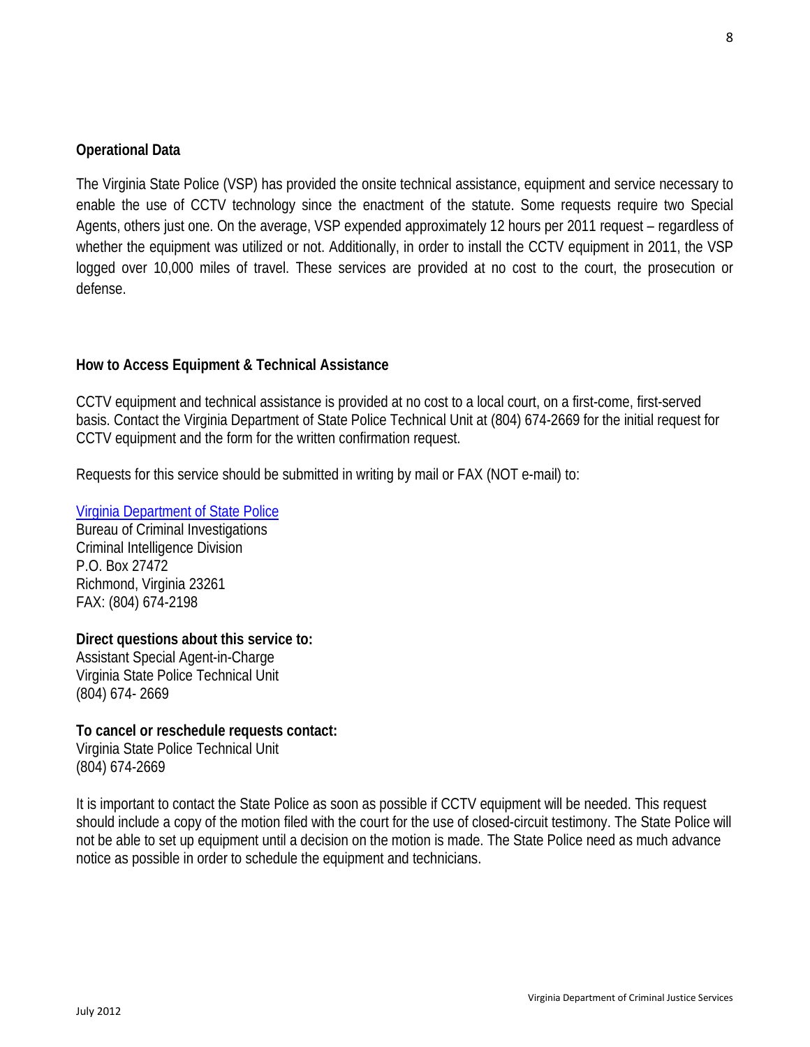**Operational Data**

The Virginia State Police (VSP) has provided the onsite technical assistance, equipment and service necessary to enable the use of CCTV technology since the enactment of the statute. Some requests require two Special Agents, others just one. On the average, VSP expended approximately 12 hours per 2011 request – regardless of whether the equipment was utilized or not. Additionally, in order to install the CCTV equipment in 2011, the VSP logged over 10,000 miles of travel. These services are provided at no cost to the court, the prosecution or defense.

**How to Access Equipment & Technical Assistance**

CCTV equipment and technical assistance is provided at no cost to a local court, on a first-come, first-served basis. Contact the Virginia Department of State Police Technical Unit at (804) 674-2669 for the initial request for CCTV equipment and the form for the written confirmation request.

Requests for this service should be submitted in writing by mail or FAX (NOT e-mail) to:

Virginia Department of State Police
Bureau of Criminal Investigations
Criminal Intelligence Division
P.O. Box 27472
Richmond, Virginia 23261
FAX: (804) 674-2198

**Direct questions about this service to:**
Assistant Special Agent-in-Charge
Virginia State Police Technical Unit
(804) 674- 2669

**To cancel or reschedule requests contact:**
Virginia State Police Technical Unit
(804) 674-2669

It is important to contact the State Police as soon as possible if CCTV equipment will be needed. This request should include a copy of the motion filed with the court for the use of closed-circuit testimony. The State Police will not be able to set up equipment until a decision on the motion is made. The State Police need as much advance notice as possible in order to schedule the equipment and technicians.